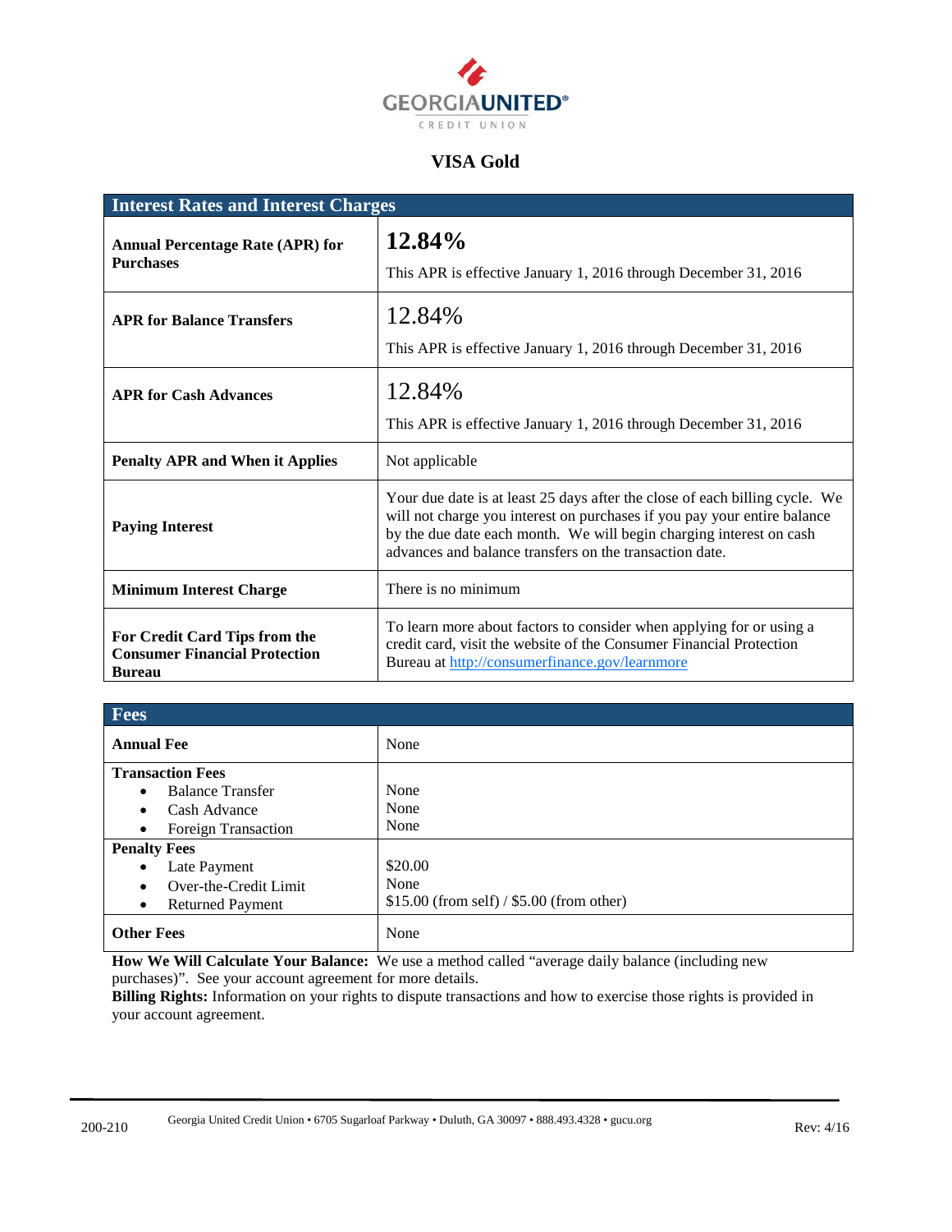GEORGIA UNITED® CREDIT UNION

# VISA Gold

| Interest Rates and Interest Charges | |
|---|---|
| **Annual Percentage Rate (APR) for Purchases** | **12.84%**<br>This APR is effective January 1, 2016 through December 31, 2016 |
| **APR for Balance Transfers** | 12.84%<br>This APR is effective January 1, 2016 through December 31, 2016 |
| **APR for Cash Advances** | 12.84%<br>This APR is effective January 1, 2016 through December 31, 2016 |
| **Penalty APR and When it Applies** | Not applicable |
| **Paying Interest** | Your due date is at least 25 days after the close of each billing cycle. We will not charge you interest on purchases if you pay your entire balance by the due date each month. We will begin charging interest on cash advances and balance transfers on the transaction date. |
| **Minimum Interest Charge** | There is no minimum |
| **For Credit Card Tips from the Consumer Financial Protection Bureau** | To learn more about factors to consider when applying for or using a credit card, visit the website of the Consumer Financial Protection Bureau at http://consumerfinance.gov/learnmore |

| Fees | |
|---|---|
| **Annual Fee** | None |
| **Transaction Fees**<br>• Balance Transfer<br>• Cash Advance<br>• Foreign Transaction | <br>None<br>None<br>None |
| **Penalty Fees**<br>• Late Payment<br>• Over-the-Credit Limit<br>• Returned Payment | <br>$20.00<br>None<br>$15.00 (from self) / $5.00 (from other) |
| **Other Fees** | None |

**How We Will Calculate Your Balance:** We use a method called "average daily balance (including new purchases)". See your account agreement for more details.

**Billing Rights:** Information on your rights to dispute transactions and how to exercise those rights is provided in your account agreement.

200-210 Georgia United Credit Union • 6705 Sugarloaf Parkway • Duluth, GA 30097 • 888.493.4328 • gucu.org Rev: 4/16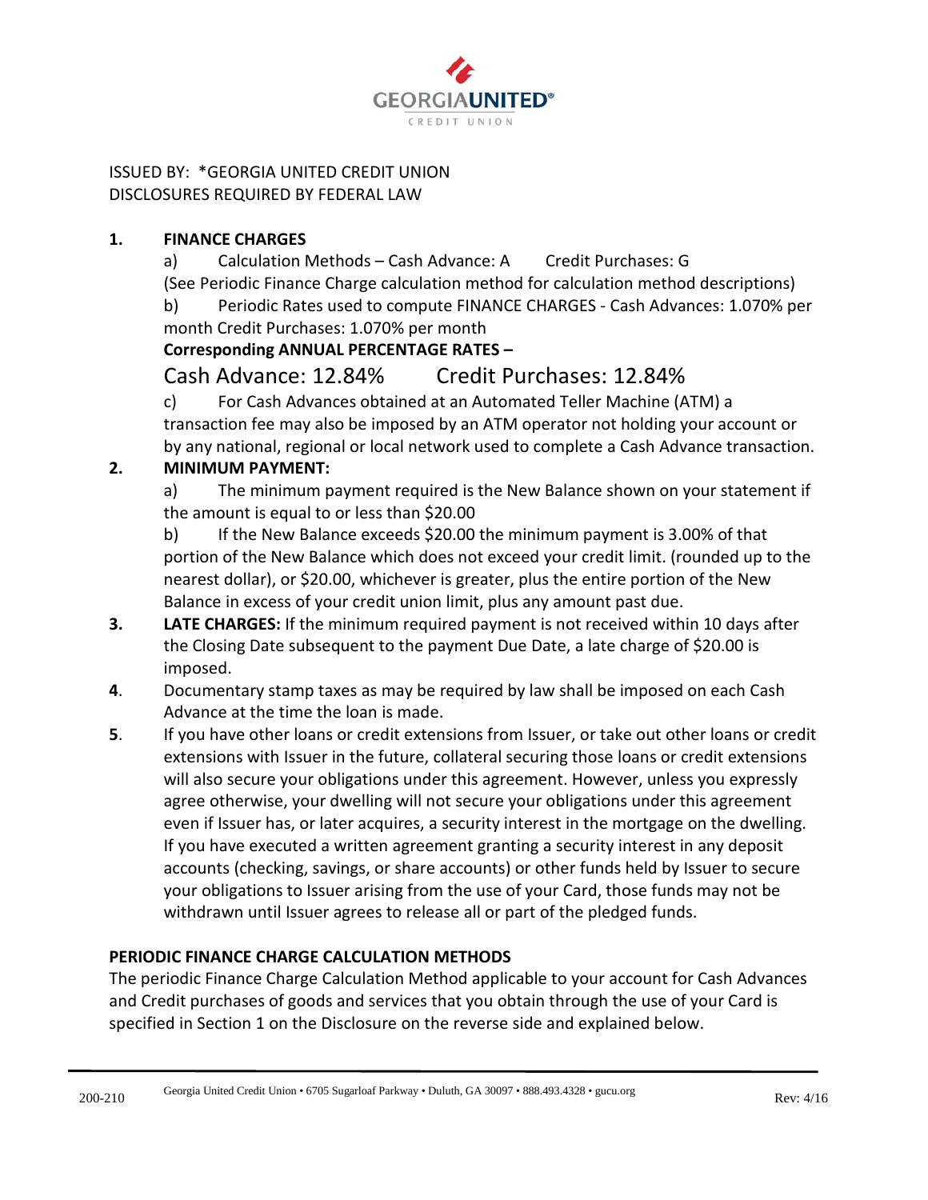GEORGIA UNITED CREDIT UNION

ISSUED BY: *GEORGIA UNITED CREDIT UNION
DISCLOSURES REQUIRED BY FEDERAL LAW

1. **FINANCE CHARGES**

   a) Calculation Methods – Cash Advance: A Credit Purchases: G
   (See Periodic Finance Charge calculation method for calculation method descriptions)

   b) Periodic Rates used to compute FINANCE CHARGES - Cash Advances: 1.070% per month Credit Purchases: 1.070% per month

   **Corresponding ANNUAL PERCENTAGE RATES –**

   Cash Advance: 12.84% Credit Purchases: 12.84%

   c) For Cash Advances obtained at an Automated Teller Machine (ATM) a transaction fee may also be imposed by an ATM operator not holding your account or by any national, regional or local network used to complete a Cash Advance transaction.

2. **MINIMUM PAYMENT:**

   a) The minimum payment required is the New Balance shown on your statement if the amount is equal to or less than $20.00

   b) If the New Balance exceeds $20.00 the minimum payment is 3.00% of that portion of the New Balance which does not exceed your credit limit. (rounded up to the nearest dollar), or $20.00, whichever is greater, plus the entire portion of the New Balance in excess of your credit union limit, plus any amount past due.

3. **LATE CHARGES:** If the minimum required payment is not received within 10 days after the Closing Date subsequent to the payment Due Date, a late charge of $20.00 is imposed.

4. Documentary stamp taxes as may be required by law shall be imposed on each Cash Advance at the time the loan is made.

5. If you have other loans or credit extensions from Issuer, or take out other loans or credit extensions with Issuer in the future, collateral securing those loans or credit extensions will also secure your obligations under this agreement. However, unless you expressly agree otherwise, your dwelling will not secure your obligations under this agreement even if Issuer has, or later acquires, a security interest in the mortgage on the dwelling. If you have executed a written agreement granting a security interest in any deposit accounts (checking, savings, or share accounts) or other funds held by Issuer to secure your obligations to Issuer arising from the use of your Card, those funds may not be withdrawn until Issuer agrees to release all or part of the pledged funds.

**PERIODIC FINANCE CHARGE CALCULATION METHODS**

The periodic Finance Charge Calculation Method applicable to your account for Cash Advances and Credit purchases of goods and services that you obtain through the use of your Card is specified in Section 1 on the Disclosure on the reverse side and explained below.

200-210 Georgia United Credit Union • 6705 Sugarloaf Parkway • Duluth, GA 30097 • 888.493.4328 • gucu.org Rev: 4/16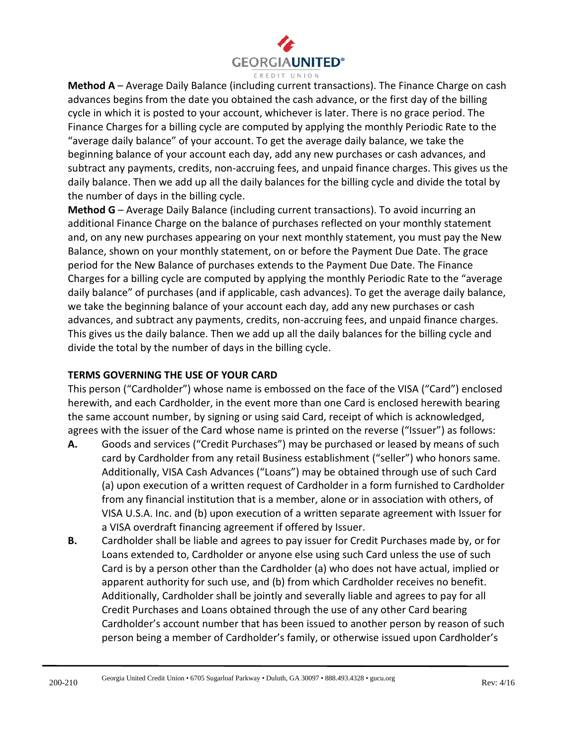**Method A** – Average Daily Balance (including current transactions). The Finance Charge on cash advances begins from the date you obtained the cash advance, or the first day of the billing cycle in which it is posted to your account, whichever is later. There is no grace period. The Finance Charges for a billing cycle are computed by applying the monthly Periodic Rate to the "average daily balance" of your account. To get the average daily balance, we take the beginning balance of your account each day, add any new purchases or cash advances, and subtract any payments, credits, non-accruing fees, and unpaid finance charges. This gives us the daily balance. Then we add up all the daily balances for the billing cycle and divide the total by the number of days in the billing cycle.

**Method G** – Average Daily Balance (including current transactions). To avoid incurring an additional Finance Charge on the balance of purchases reflected on your monthly statement and, on any new purchases appearing on your next monthly statement, you must pay the New Balance, shown on your monthly statement, on or before the Payment Due Date. The grace period for the New Balance of purchases extends to the Payment Due Date. The Finance Charges for a billing cycle are computed by applying the monthly Periodic Rate to the "average daily balance" of purchases (and if applicable, cash advances). To get the average daily balance, we take the beginning balance of your account each day, add any new purchases or cash advances, and subtract any payments, credits, non-accruing fees, and unpaid finance charges. This gives us the daily balance. Then we add up all the daily balances for the billing cycle and divide the total by the number of days in the billing cycle.

**TERMS GOVERNING THE USE OF YOUR CARD**

This person ("Cardholder") whose name is embossed on the face of the VISA ("Card") enclosed herewith, and each Cardholder, in the event more than one Card is enclosed herewith bearing the same account number, by signing or using said Card, receipt of which is acknowledged, agrees with the issuer of the Card whose name is printed on the reverse ("Issuer") as follows:

**A.** Goods and services ("Credit Purchases") may be purchased or leased by means of such card by Cardholder from any retail Business establishment ("seller") who honors same. Additionally, VISA Cash Advances ("Loans") may be obtained through use of such Card (a) upon execution of a written request of Cardholder in a form furnished to Cardholder from any financial institution that is a member, alone or in association with others, of VISA U.S.A. Inc. and (b) upon execution of a written separate agreement with Issuer for a VISA overdraft financing agreement if offered by Issuer.

**B.** Cardholder shall be liable and agrees to pay issuer for Credit Purchases made by, or for Loans extended to, Cardholder or anyone else using such Card unless the use of such Card is by a person other than the Cardholder (a) who does not have actual, implied or apparent authority for such use, and (b) from which Cardholder receives no benefit. Additionally, Cardholder shall be jointly and severally liable and agrees to pay for all Credit Purchases and Loans obtained through the use of any other Card bearing Cardholder's account number that has been issued to another person by reason of such person being a member of Cardholder's family, or otherwise issued upon Cardholder's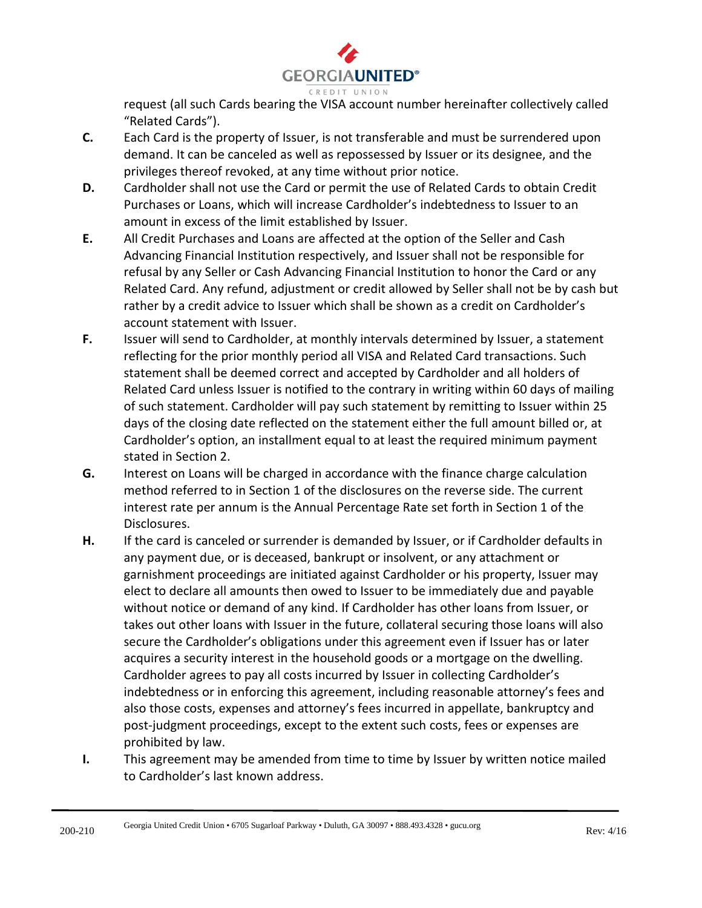request (all such Cards bearing the VISA account number hereinafter collectively called "Related Cards").

**C.** Each Card is the property of Issuer, is not transferable and must be surrendered upon demand. It can be canceled as well as repossessed by Issuer or its designee, and the privileges thereof revoked, at any time without prior notice.

**D.** Cardholder shall not use the Card or permit the use of Related Cards to obtain Credit Purchases or Loans, which will increase Cardholder's indebtedness to Issuer to an amount in excess of the limit established by Issuer.

**E.** All Credit Purchases and Loans are affected at the option of the Seller and Cash Advancing Financial Institution respectively, and Issuer shall not be responsible for refusal by any Seller or Cash Advancing Financial Institution to honor the Card or any Related Card. Any refund, adjustment or credit allowed by Seller shall not be by cash but rather by a credit advice to Issuer which shall be shown as a credit on Cardholder's account statement with Issuer.

**F.** Issuer will send to Cardholder, at monthly intervals determined by Issuer, a statement reflecting for the prior monthly period all VISA and Related Card transactions. Such statement shall be deemed correct and accepted by Cardholder and all holders of Related Card unless Issuer is notified to the contrary in writing within 60 days of mailing of such statement. Cardholder will pay such statement by remitting to Issuer within 25 days of the closing date reflected on the statement either the full amount billed or, at Cardholder's option, an installment equal to at least the required minimum payment stated in Section 2.

**G.** Interest on Loans will be charged in accordance with the finance charge calculation method referred to in Section 1 of the disclosures on the reverse side. The current interest rate per annum is the Annual Percentage Rate set forth in Section 1 of the Disclosures.

**H.** If the card is canceled or surrender is demanded by Issuer, or if Cardholder defaults in any payment due, or is deceased, bankrupt or insolvent, or any attachment or garnishment proceedings are initiated against Cardholder or his property, Issuer may elect to declare all amounts then owed to Issuer to be immediately due and payable without notice or demand of any kind. If Cardholder has other loans from Issuer, or takes out other loans with Issuer in the future, collateral securing those loans will also secure the Cardholder's obligations under this agreement even if Issuer has or later acquires a security interest in the household goods or a mortgage on the dwelling. Cardholder agrees to pay all costs incurred by Issuer in collecting Cardholder's indebtedness or in enforcing this agreement, including reasonable attorney's fees and also those costs, expenses and attorney's fees incurred in appellate, bankruptcy and post-judgment proceedings, except to the extent such costs, fees or expenses are prohibited by law.

**I.** This agreement may be amended from time to time by Issuer by written notice mailed to Cardholder's last known address.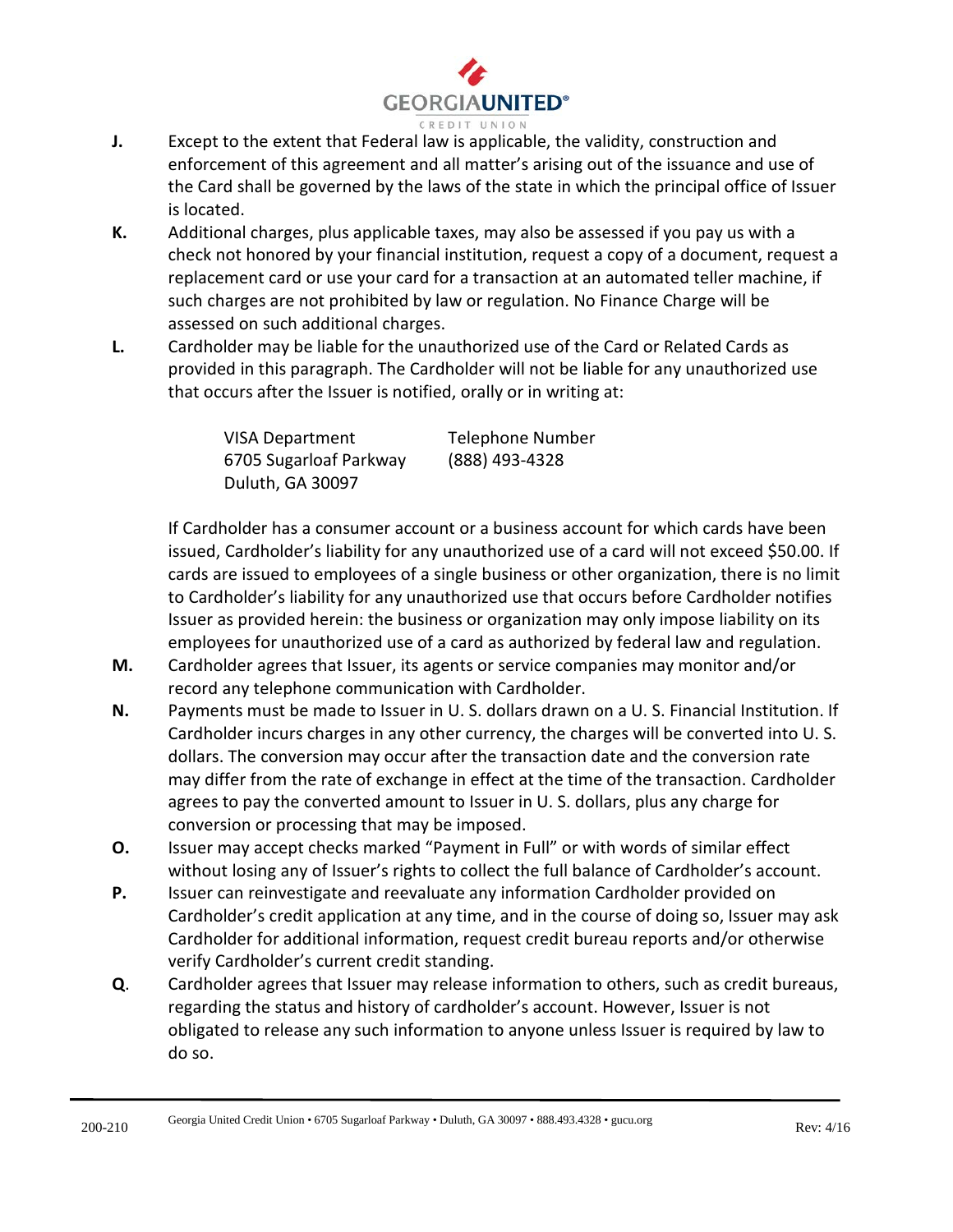**J.** Except to the extent that Federal law is applicable, the validity, construction and enforcement of this agreement and all matter's arising out of the issuance and use of the Card shall be governed by the laws of the state in which the principal office of Issuer is located.

**K.** Additional charges, plus applicable taxes, may also be assessed if you pay us with a check not honored by your financial institution, request a copy of a document, request a replacement card or use your card for a transaction at an automated teller machine, if such charges are not prohibited by law or regulation. No Finance Charge will be assessed on such additional charges.

**L.** Cardholder may be liable for the unauthorized use of the Card or Related Cards as provided in this paragraph. The Cardholder will not be liable for any unauthorized use that occurs after the Issuer is notified, orally or in writing at:

| | |
|---|---|
| VISA Department | Telephone Number |
| 6705 Sugarloaf Parkway | (888) 493-4328 |
| Duluth, GA 30097 | |

If Cardholder has a consumer account or a business account for which cards have been issued, Cardholder's liability for any unauthorized use of a card will not exceed $50.00. If cards are issued to employees of a single business or other organization, there is no limit to Cardholder's liability for any unauthorized use that occurs before Cardholder notifies Issuer as provided herein: the business or organization may only impose liability on its employees for unauthorized use of a card as authorized by federal law and regulation.

**M.** Cardholder agrees that Issuer, its agents or service companies may monitor and/or record any telephone communication with Cardholder.

**N.** Payments must be made to Issuer in U. S. dollars drawn on a U. S. Financial Institution. If Cardholder incurs charges in any other currency, the charges will be converted into U. S. dollars. The conversion may occur after the transaction date and the conversion rate may differ from the rate of exchange in effect at the time of the transaction. Cardholder agrees to pay the converted amount to Issuer in U. S. dollars, plus any charge for conversion or processing that may be imposed.

**O.** Issuer may accept checks marked "Payment in Full" or with words of similar effect without losing any of Issuer's rights to collect the full balance of Cardholder's account.

**P.** Issuer can reinvestigate and reevaluate any information Cardholder provided on Cardholder's credit application at any time, and in the course of doing so, Issuer may ask Cardholder for additional information, request credit bureau reports and/or otherwise verify Cardholder's current credit standing.

**Q**. Cardholder agrees that Issuer may release information to others, such as credit bureaus, regarding the status and history of cardholder's account. However, Issuer is not obligated to release any such information to anyone unless Issuer is required by law to do so.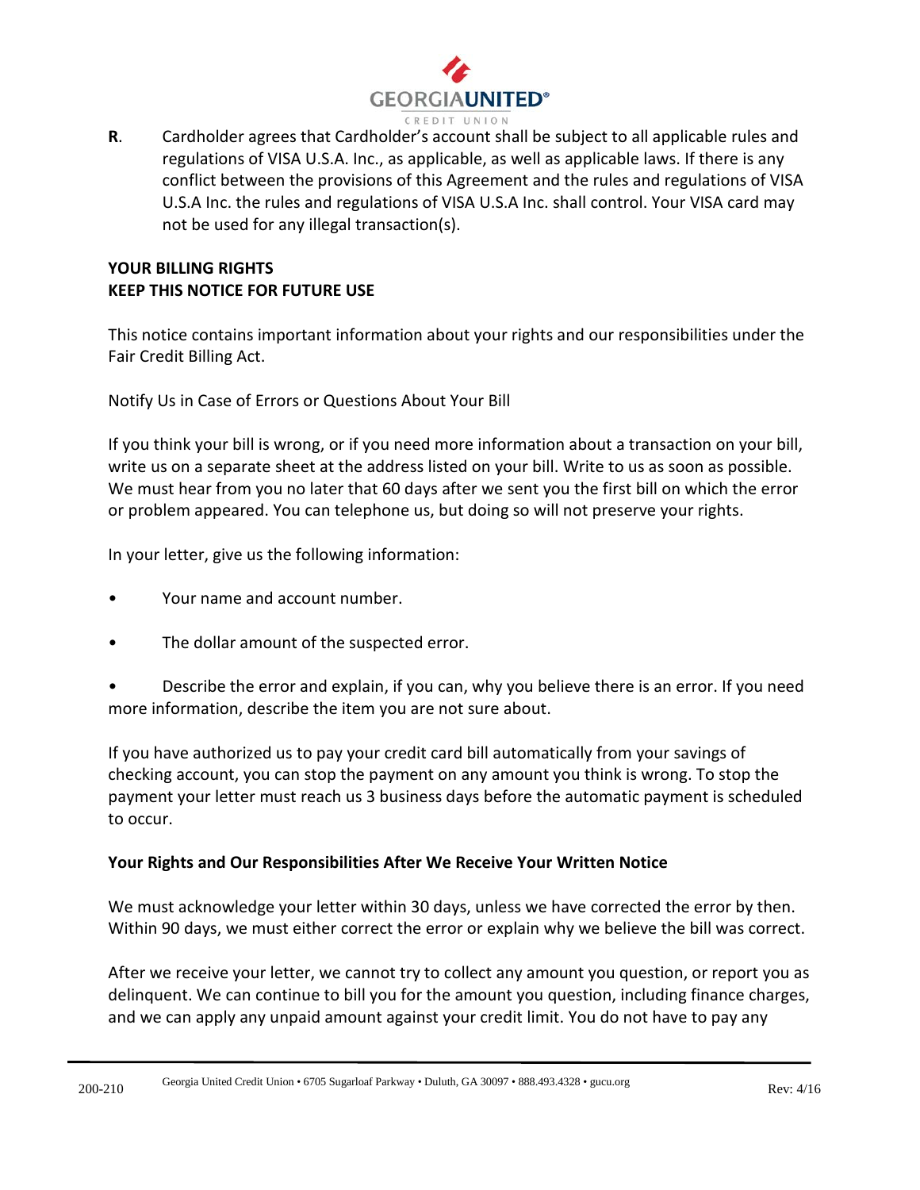**R**. Cardholder agrees that Cardholder's account shall be subject to all applicable rules and regulations of VISA U.S.A. Inc., as applicable, as well as applicable laws. If there is any conflict between the provisions of this Agreement and the rules and regulations of VISA U.S.A Inc. the rules and regulations of VISA U.S.A Inc. shall control. Your VISA card may not be used for any illegal transaction(s).

**YOUR BILLING RIGHTS**
**KEEP THIS NOTICE FOR FUTURE USE**

This notice contains important information about your rights and our responsibilities under the Fair Credit Billing Act.

Notify Us in Case of Errors or Questions About Your Bill

If you think your bill is wrong, or if you need more information about a transaction on your bill, write us on a separate sheet at the address listed on your bill. Write to us as soon as possible. We must hear from you no later that 60 days after we sent you the first bill on which the error or problem appeared. You can telephone us, but doing so will not preserve your rights.

In your letter, give us the following information:

- Your name and account number.
- The dollar amount of the suspected error.
- Describe the error and explain, if you can, why you believe there is an error. If you need more information, describe the item you are not sure about.

If you have authorized us to pay your credit card bill automatically from your savings of checking account, you can stop the payment on any amount you think is wrong. To stop the payment your letter must reach us 3 business days before the automatic payment is scheduled to occur.

**Your Rights and Our Responsibilities After We Receive Your Written Notice**

We must acknowledge your letter within 30 days, unless we have corrected the error by then. Within 90 days, we must either correct the error or explain why we believe the bill was correct.

After we receive your letter, we cannot try to collect any amount you question, or report you as delinquent. We can continue to bill you for the amount you question, including finance charges, and we can apply any unpaid amount against your credit limit. You do not have to pay any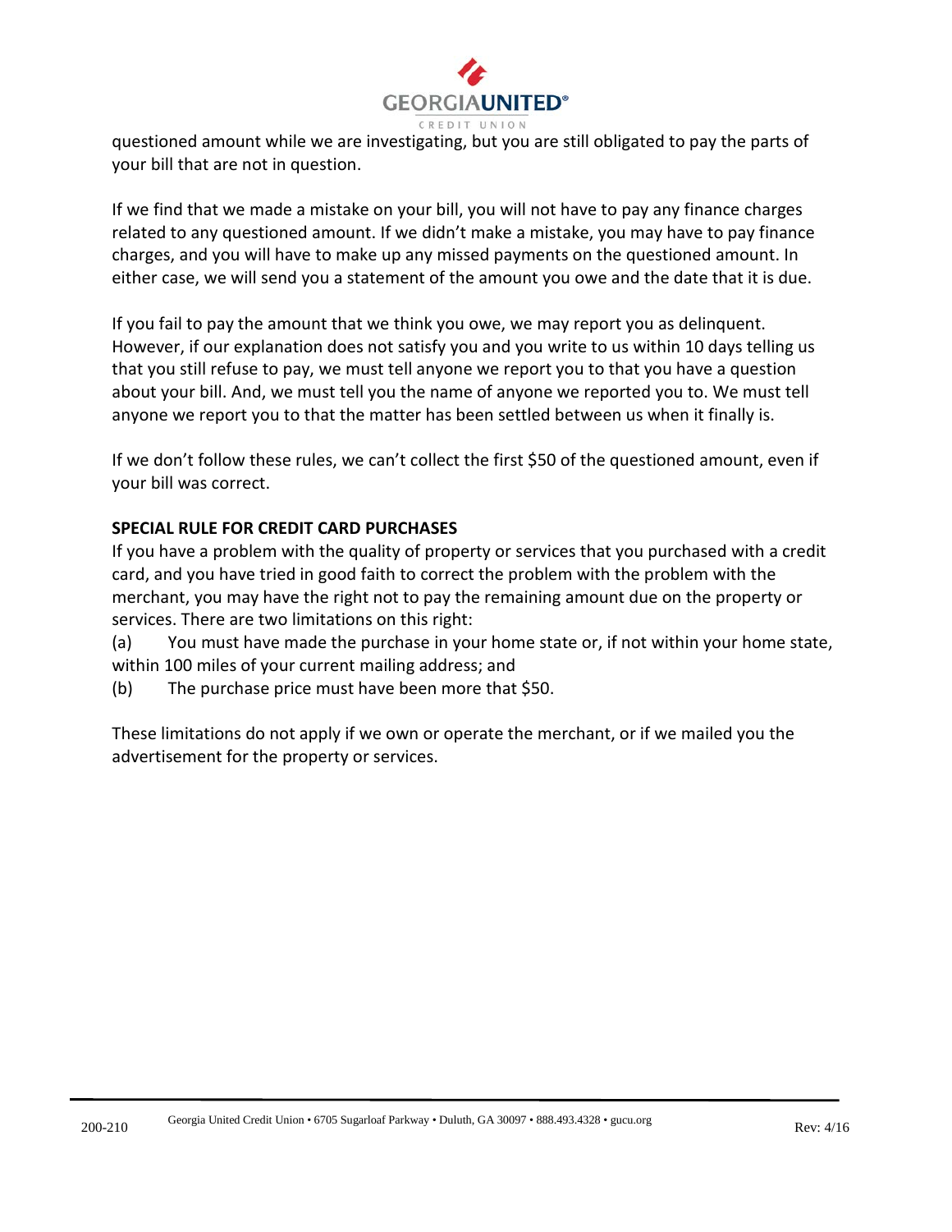questioned amount while we are investigating, but you are still obligated to pay the parts of your bill that are not in question.

If we find that we made a mistake on your bill, you will not have to pay any finance charges related to any questioned amount. If we didn't make a mistake, you may have to pay finance charges, and you will have to make up any missed payments on the questioned amount. In either case, we will send you a statement of the amount you owe and the date that it is due.

If you fail to pay the amount that we think you owe, we may report you as delinquent. However, if our explanation does not satisfy you and you write to us within 10 days telling us that you still refuse to pay, we must tell anyone we report you to that you have a question about your bill. And, we must tell you the name of anyone we reported you to. We must tell anyone we report you to that the matter has been settled between us when it finally is.

If we don't follow these rules, we can't collect the first $50 of the questioned amount, even if your bill was correct.

**SPECIAL RULE FOR CREDIT CARD PURCHASES**

If you have a problem with the quality of property or services that you purchased with a credit card, and you have tried in good faith to correct the problem with the problem with the merchant, you may have the right not to pay the remaining amount due on the property or services. There are two limitations on this right:

(a) You must have made the purchase in your home state or, if not within your home state, within 100 miles of your current mailing address; and

(b) The purchase price must have been more that $50.

These limitations do not apply if we own or operate the merchant, or if we mailed you the advertisement for the property or services.